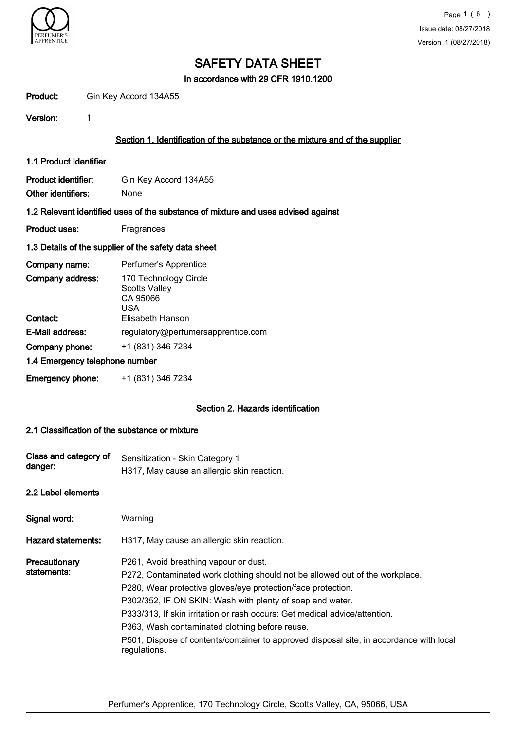# SAFETY DATA SHEET

**In accordance with 29 CFR 1910.1200**

**Product:** Gin Key Accord 134A55

**Version:** 1

## Section 1. Identification of the substance or the mixture and of the supplier

### 1.1 Product Identifier

**Product identifier:** Gin Key Accord 134A55

**Other identifiers:** None

### 1.2 Relevant identified uses of the substance of mixture and uses advised against

**Product uses:** Fragrances

### 1.3 Details of the supplier of the safety data sheet

**Company name:** Perfumer's Apprentice

**Company address:** 170 Technology Circle
Scotts Valley
CA 95066
USA

**Contact:** Elisabeth Hanson

**E-Mail address:** regulatory@perfumersapprentice.com

**Company phone:** +1 (831) 346 7234

### 1.4 Emergency telephone number

**Emergency phone:** +1 (831) 346 7234

## Section 2. Hazards identification

### 2.1 Classification of the substance or mixture

**Class and category of danger:** Sensitization - Skin Category 1
H317, May cause an allergic skin reaction.

### 2.2 Label elements

**Signal word:** Warning

**Hazard statements:** H317, May cause an allergic skin reaction.

**Precautionary statements:**

P261, Avoid breathing vapour or dust.

P272, Contaminated work clothing should not be allowed out of the workplace.

P280, Wear protective gloves/eye protection/face protection.

P302/352, IF ON SKIN: Wash with plenty of soap and water.

P333/313, If skin irritation or rash occurs: Get medical advice/attention.

P363, Wash contaminated clothing before reuse.

P501, Dispose of contents/container to approved disposal site, in accordance with local regulations.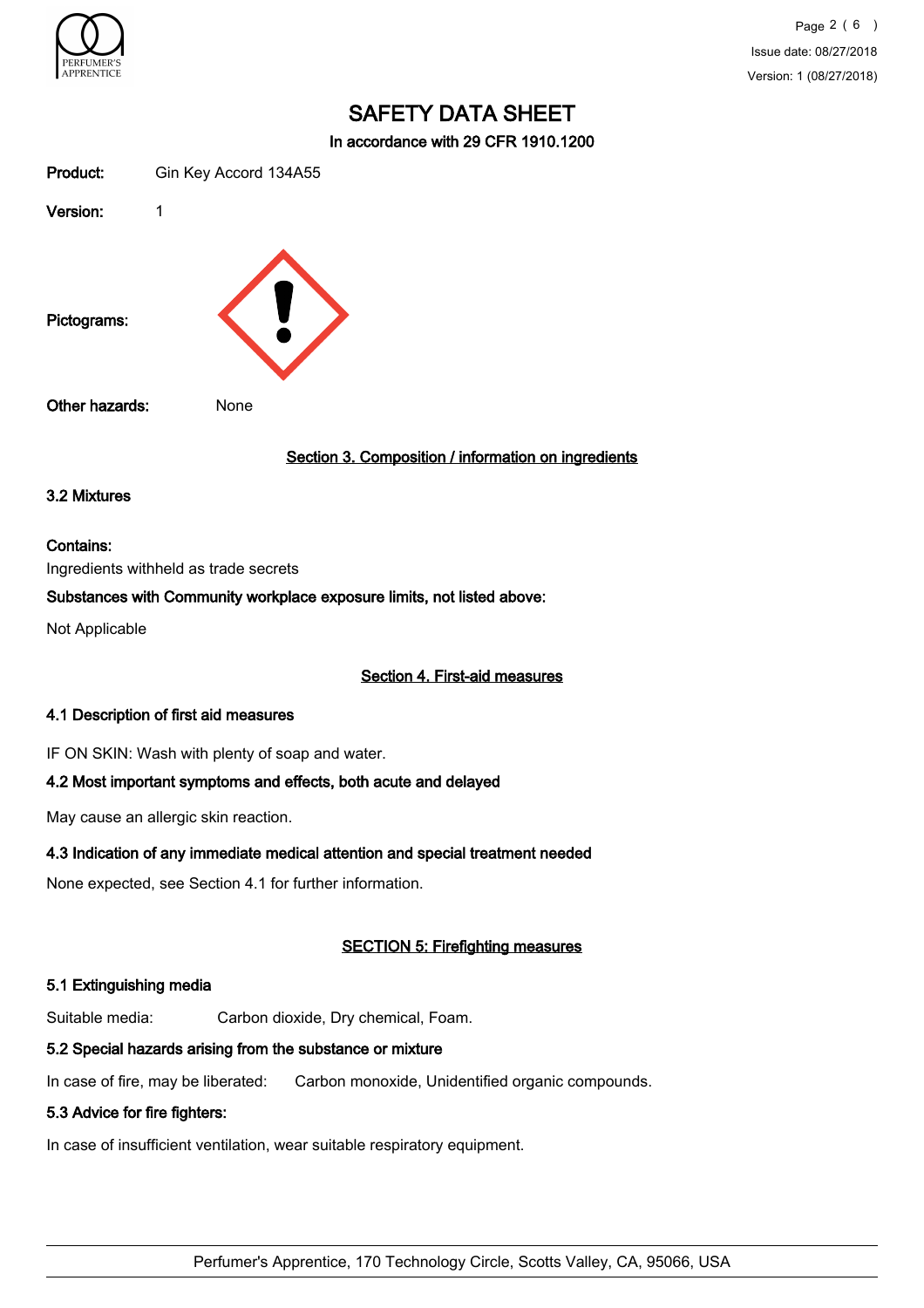# SAFETY DATA SHEET

**In accordance with 29 CFR 1910.1200**

**Product:** Gin Key Accord 134A55

**Version:** 1

**Pictograms:**

**Other hazards:** None

## Section 3. Composition / information on ingredients

### 3.2 Mixtures

**Contains:**

Ingredients withheld as trade secrets

**Substances with Community workplace exposure limits, not listed above:**

Not Applicable

## Section 4. First-aid measures

### 4.1 Description of first aid measures

IF ON SKIN: Wash with plenty of soap and water.

### 4.2 Most important symptoms and effects, both acute and delayed

May cause an allergic skin reaction.

### 4.3 Indication of any immediate medical attention and special treatment needed

None expected, see Section 4.1 for further information.

## SECTION 5: Firefighting measures

### 5.1 Extinguishing media

Suitable media: Carbon dioxide, Dry chemical, Foam.

### 5.2 Special hazards arising from the substance or mixture

In case of fire, may be liberated: Carbon monoxide, Unidentified organic compounds.

### 5.3 Advice for fire fighters:

In case of insufficient ventilation, wear suitable respiratory equipment.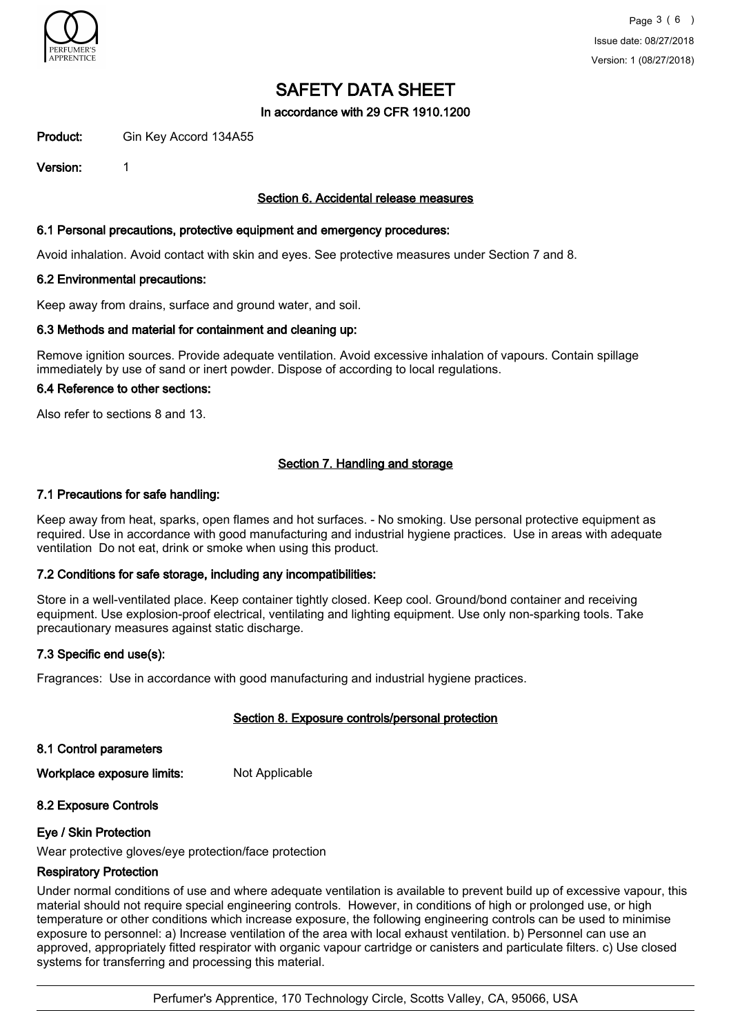# SAFETY DATA SHEET

In accordance with 29 CFR 1910.1200

**Product:** Gin Key Accord 134A55

**Version:** 1

## Section 6. Accidental release measures

### 6.1 Personal precautions, protective equipment and emergency procedures:

Avoid inhalation. Avoid contact with skin and eyes. See protective measures under Section 7 and 8.

### 6.2 Environmental precautions:

Keep away from drains, surface and ground water, and soil.

### 6.3 Methods and material for containment and cleaning up:

Remove ignition sources. Provide adequate ventilation. Avoid excessive inhalation of vapours. Contain spillage immediately by use of sand or inert powder. Dispose of according to local regulations.

### 6.4 Reference to other sections:

Also refer to sections 8 and 13.

## Section 7. Handling and storage

### 7.1 Precautions for safe handling:

Keep away from heat, sparks, open flames and hot surfaces. - No smoking. Use personal protective equipment as required. Use in accordance with good manufacturing and industrial hygiene practices. Use in areas with adequate ventilation Do not eat, drink or smoke when using this product.

### 7.2 Conditions for safe storage, including any incompatibilities:

Store in a well-ventilated place. Keep container tightly closed. Keep cool. Ground/bond container and receiving equipment. Use explosion-proof electrical, ventilating and lighting equipment. Use only non-sparking tools. Take precautionary measures against static discharge.

### 7.3 Specific end use(s):

Fragrances: Use in accordance with good manufacturing and industrial hygiene practices.

## Section 8. Exposure controls/personal protection

### 8.1 Control parameters

**Workplace exposure limits:** Not Applicable

### 8.2 Exposure Controls

#### Eye / Skin Protection

Wear protective gloves/eye protection/face protection

#### Respiratory Protection

Under normal conditions of use and where adequate ventilation is available to prevent build up of excessive vapour, this material should not require special engineering controls. However, in conditions of high or prolonged use, or high temperature or other conditions which increase exposure, the following engineering controls can be used to minimise exposure to personnel: a) Increase ventilation of the area with local exhaust ventilation. b) Personnel can use an approved, appropriately fitted respirator with organic vapour cartridge or canisters and particulate filters. c) Use closed systems for transferring and processing this material.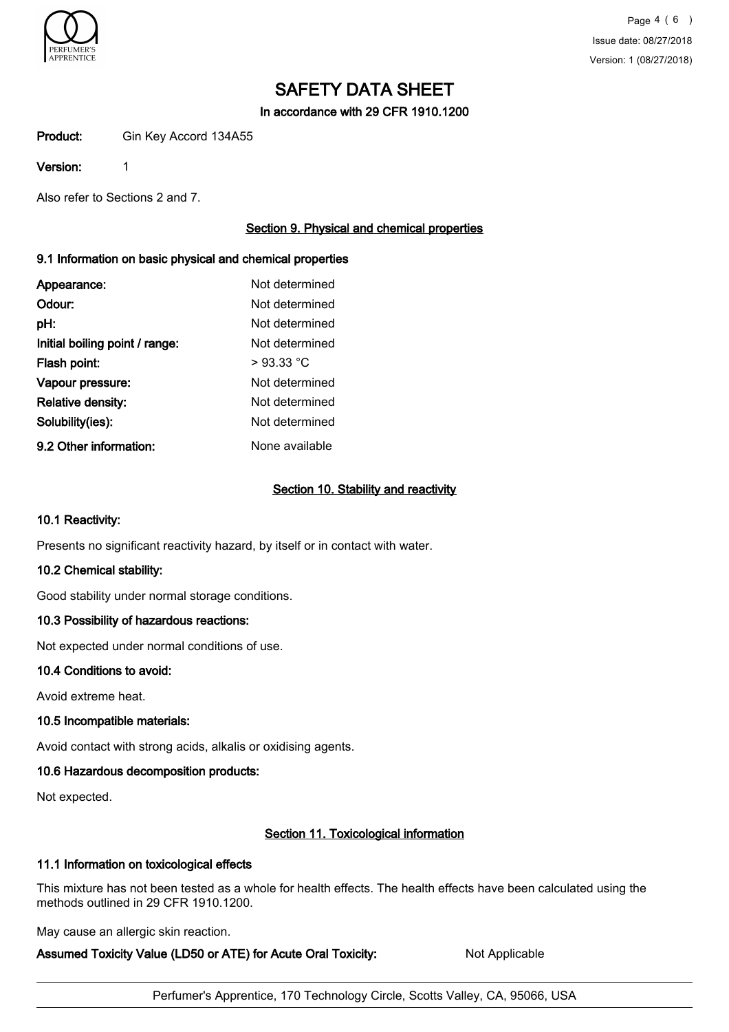# SAFETY DATA SHEET

In accordance with 29 CFR 1910.1200

**Product:** Gin Key Accord 134A55

**Version:** 1

Also refer to Sections 2 and 7.

## Section 9. Physical and chemical properties

### 9.1 Information on basic physical and chemical properties

| | |
|---|---|
| **Appearance:** | Not determined |
| **Odour:** | Not determined |
| **pH:** | Not determined |
| **Initial boiling point / range:** | Not determined |
| **Flash point:** | > 93.33 °C |
| **Vapour pressure:** | Not determined |
| **Relative density:** | Not determined |
| **Solubility(ies):** | Not determined |
| **9.2 Other information:** | None available |

## Section 10. Stability and reactivity

### 10.1 Reactivity:

Presents no significant reactivity hazard, by itself or in contact with water.

### 10.2 Chemical stability:

Good stability under normal storage conditions.

### 10.3 Possibility of hazardous reactions:

Not expected under normal conditions of use.

### 10.4 Conditions to avoid:

Avoid extreme heat.

### 10.5 Incompatible materials:

Avoid contact with strong acids, alkalis or oxidising agents.

### 10.6 Hazardous decomposition products:

Not expected.

## Section 11. Toxicological information

### 11.1 Information on toxicological effects

This mixture has not been tested as a whole for health effects. The health effects have been calculated using the methods outlined in 29 CFR 1910.1200.

May cause an allergic skin reaction.

**Assumed Toxicity Value (LD50 or ATE) for Acute Oral Toxicity:** Not Applicable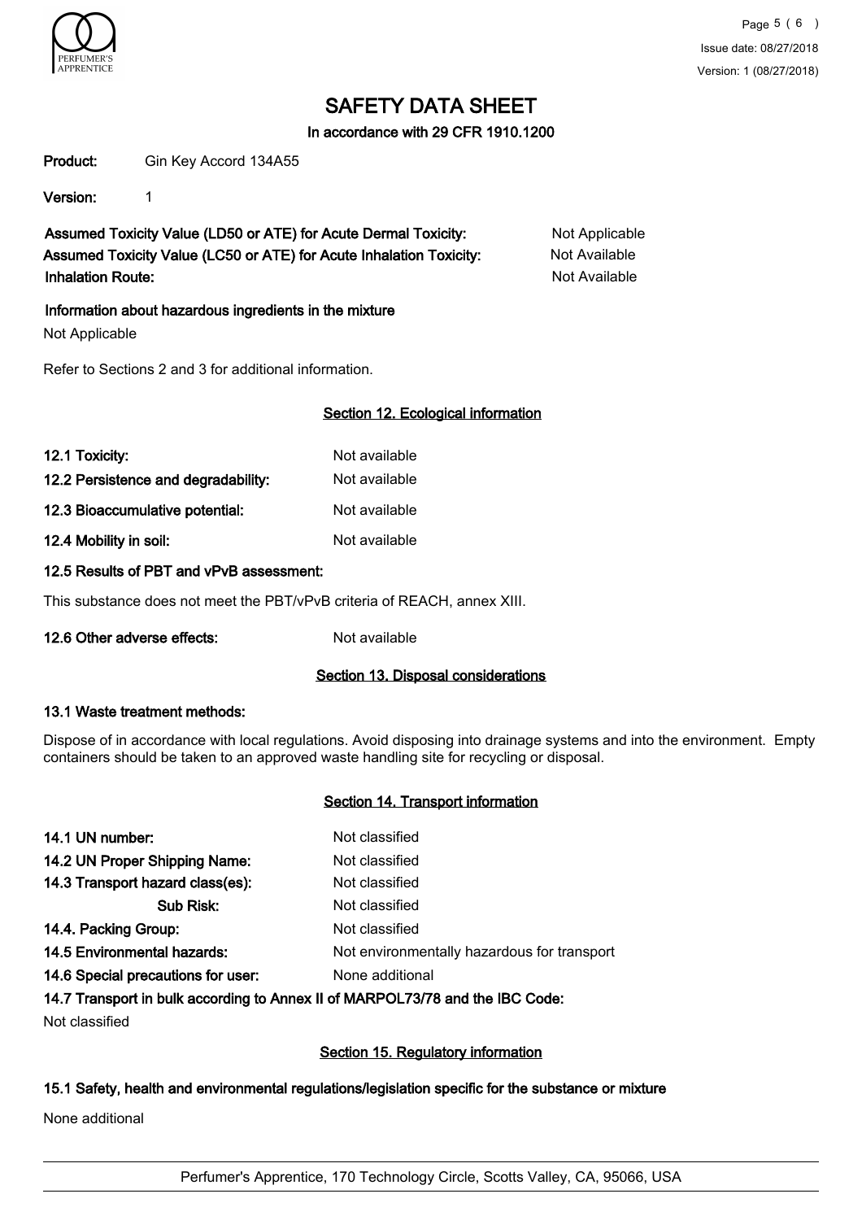# SAFETY DATA SHEET

In accordance with 29 CFR 1910.1200

**Product:** Gin Key Accord 134A55

**Version:** 1

| | |
|---|---|
| **Assumed Toxicity Value (LD50 or ATE) for Acute Dermal Toxicity:** | Not Applicable |
| **Assumed Toxicity Value (LC50 or ATE) for Acute Inhalation Toxicity:** | Not Available |
| **Inhalation Route:** | Not Available |

**Information about hazardous ingredients in the mixture**

Not Applicable

Refer to Sections 2 and 3 for additional information.

## Section 12. Ecological information

| | |
|---|---|
| **12.1 Toxicity:** | Not available |
| **12.2 Persistence and degradability:** | Not available |
| **12.3 Bioaccumulative potential:** | Not available |
| **12.4 Mobility in soil:** | Not available |

**12.5 Results of PBT and vPvB assessment:**

This substance does not meet the PBT/vPvB criteria of REACH, annex XIII.

**12.6 Other adverse effects:** Not available

## Section 13. Disposal considerations

**13.1 Waste treatment methods:**

Dispose of in accordance with local regulations. Avoid disposing into drainage systems and into the environment. Empty containers should be taken to an approved waste handling site for recycling or disposal.

## Section 14. Transport information

| | |
|---|---|
| **14.1 UN number:** | Not classified |
| **14.2 UN Proper Shipping Name:** | Not classified |
| **14.3 Transport hazard class(es):** | Not classified |
| **Sub Risk:** | Not classified |
| **14.4. Packing Group:** | Not classified |
| **14.5 Environmental hazards:** | Not environmentally hazardous for transport |
| **14.6 Special precautions for user:** | None additional |

**14.7 Transport in bulk according to Annex II of MARPOL73/78 and the IBC Code:**

Not classified

## Section 15. Regulatory information

**15.1 Safety, health and environmental regulations/legislation specific for the substance or mixture**

None additional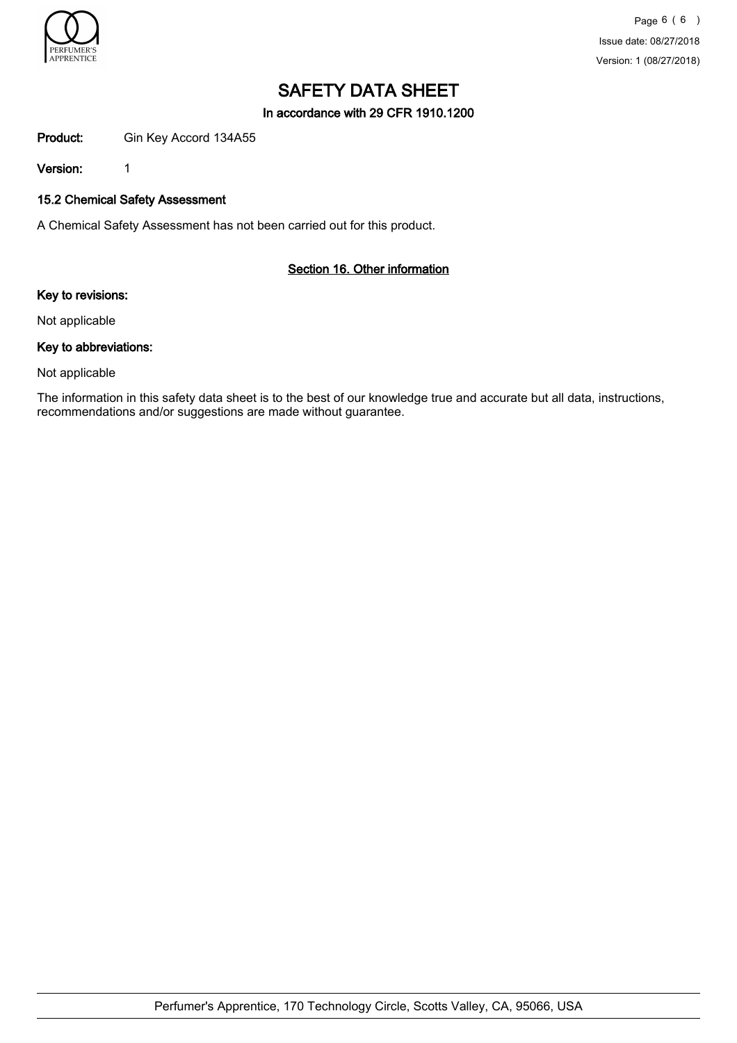# SAFETY DATA SHEET

In accordance with 29 CFR 1910.1200

**Product:** Gin Key Accord 134A55

**Version:** 1

### 15.2 Chemical Safety Assessment

A Chemical Safety Assessment has not been carried out for this product.

## Section 16. Other information

**Key to revisions:**

Not applicable

**Key to abbreviations:**

Not applicable

The information in this safety data sheet is to the best of our knowledge true and accurate but all data, instructions, recommendations and/or suggestions are made without guarantee.